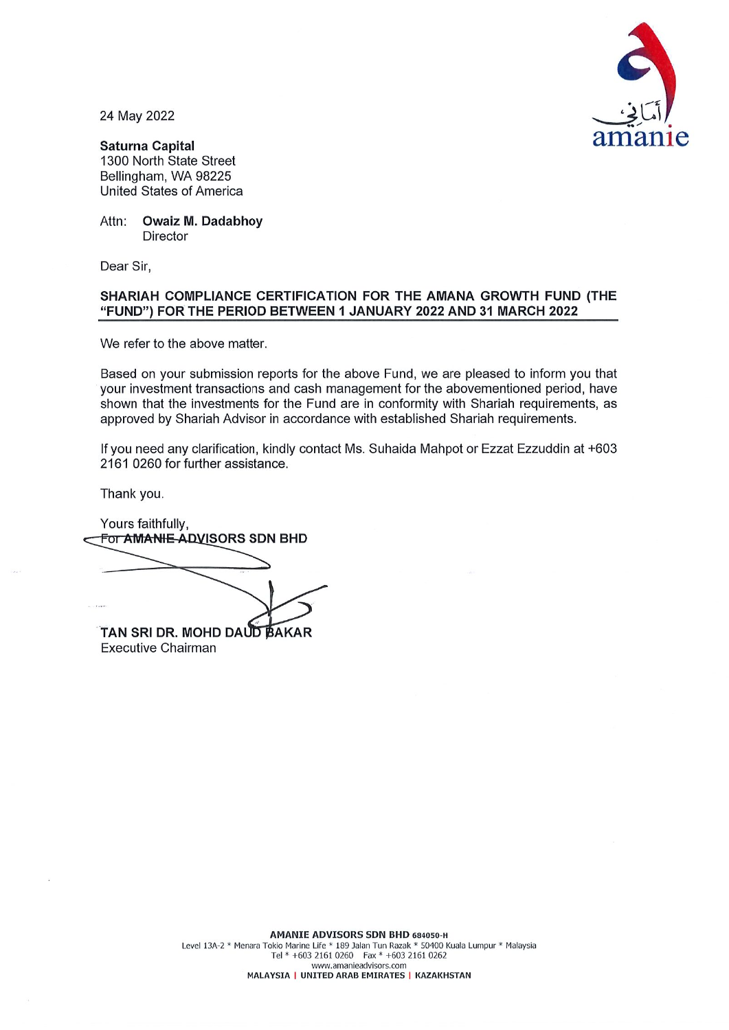أماني
amanie

24 May 2022

**Saturna Capital**
1300 North State Street
Bellingham, WA 98225
United States of America

Attn: **Owaiz M. Dadabhoy**
Director

Dear Sir,

**SHARIAH COMPLIANCE CERTIFICATION FOR THE AMANA GROWTH FUND (THE "FUND") FOR THE PERIOD BETWEEN 1 JANUARY 2022 AND 31 MARCH 2022**

We refer to the above matter.

Based on your submission reports for the above Fund, we are pleased to inform you that your investment transactions and cash management for the abovementioned period, have shown that the investments for the Fund are in conformity with Shariah requirements, as approved by Shariah Advisor in accordance with established Shariah requirements.

If you need any clarification, kindly contact Ms. Suhaida Mahpot or Ezzat Ezzuddin at +603 2161 0260 for further assistance.

Thank you.

Yours faithfully,
For **AMANIE ADVISORS SDN BHD**

**TAN SRI DR. MOHD DAUD BAKAR**
Executive Chairman

**AMANIE ADVISORS SDN BHD 684050-H**
Level 13A-2 * Menara Tokio Marine Life * 189 Jalan Tun Razak * 50400 Kuala Lumpur * Malaysia
Tel * +603 2161 0260 Fax * +603 2161 0262
www.amanieadvisors.com
MALAYSIA | UNITED ARAB EMIRATES | KAZAKHSTAN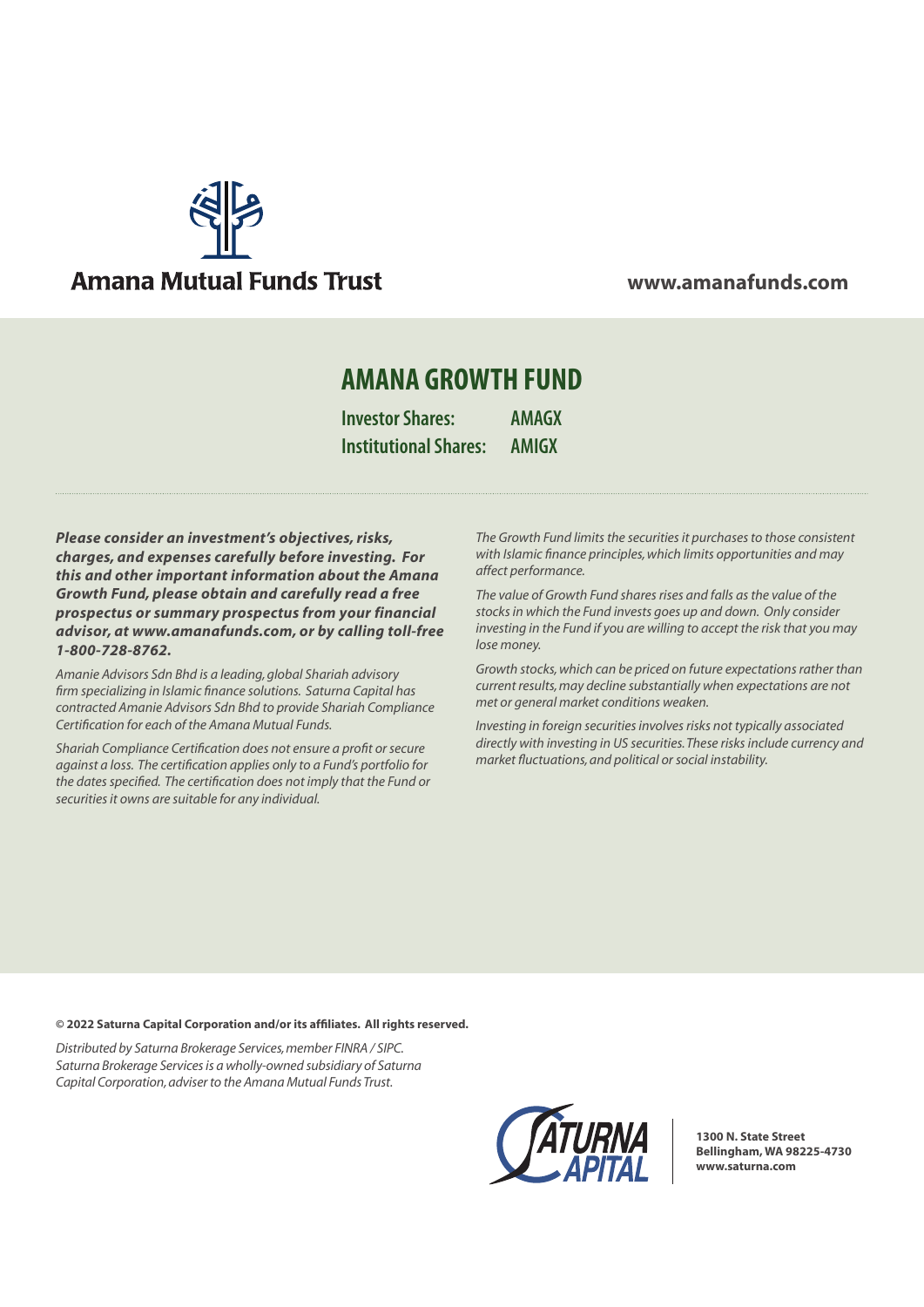Amana Mutual Funds Trust

www.amanafunds.com

# AMANA GROWTH FUND

**Investor Shares: AMAGX**
**Institutional Shares: AMIGX**

***Please consider an investment's objectives, risks, charges, and expenses carefully before investing. For this and other important information about the Amana Growth Fund, please obtain and carefully read a free prospectus or summary prospectus from your financial advisor, at www.amanafunds.com, or by calling toll-free 1-800-728-8762.***

*Amanie Advisors Sdn Bhd is a leading, global Shariah advisory firm specializing in Islamic finance solutions. Saturna Capital has contracted Amanie Advisors Sdn Bhd to provide Shariah Compliance Certification for each of the Amana Mutual Funds.*

*Shariah Compliance Certification does not ensure a profit or secure against a loss. The certification applies only to a Fund's portfolio for the dates specified. The certification does not imply that the Fund or securities it owns are suitable for any individual.*

*The Growth Fund limits the securities it purchases to those consistent with Islamic finance principles, which limits opportunities and may affect performance.*

*The value of Growth Fund shares rises and falls as the value of the stocks in which the Fund invests goes up and down. Only consider investing in the Fund if you are willing to accept the risk that you may lose money.*

*Growth stocks, which can be priced on future expectations rather than current results, may decline substantially when expectations are not met or general market conditions weaken.*

*Investing in foreign securities involves risks not typically associated directly with investing in US securities. These risks include currency and market fluctuations, and political or social instability.*

**© 2022 Saturna Capital Corporation and/or its affiliates. All rights reserved.**

*Distributed by Saturna Brokerage Services, member FINRA / SIPC. Saturna Brokerage Services is a wholly-owned subsidiary of Saturna Capital Corporation, adviser to the Amana Mutual Funds Trust.*

SATURNA CAPITAL

**1300 N. State Street**
**Bellingham, WA 98225-4730**
**www.saturna.com**